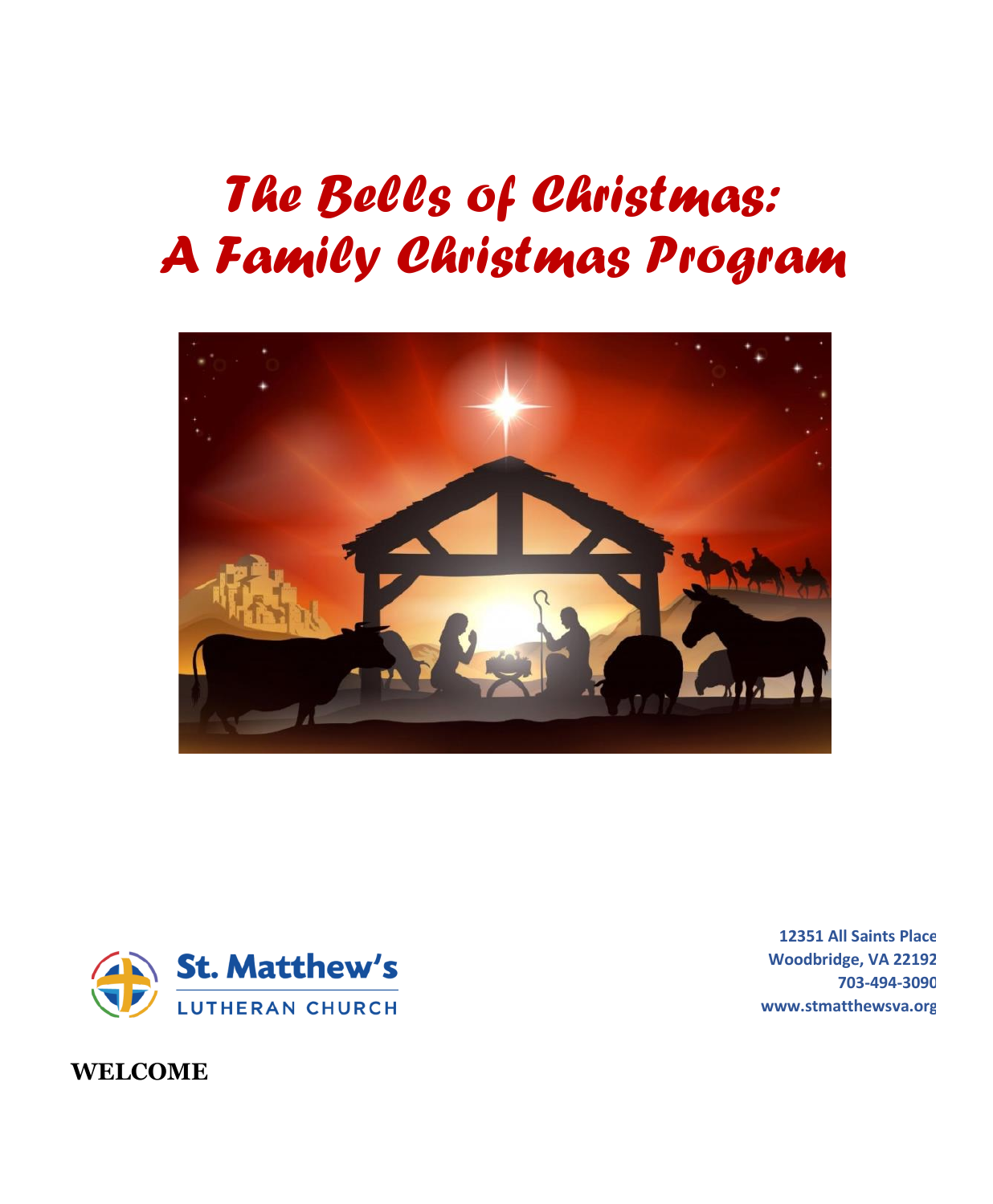# *The Bells of Christmas: A Family Christmas Program*

St. Matthew's
LUTHERAN CHURCH

12351 All Saints Place
Woodbridge, VA 22192
703-494-3090
www.stmatthewsva.org

**WELCOME**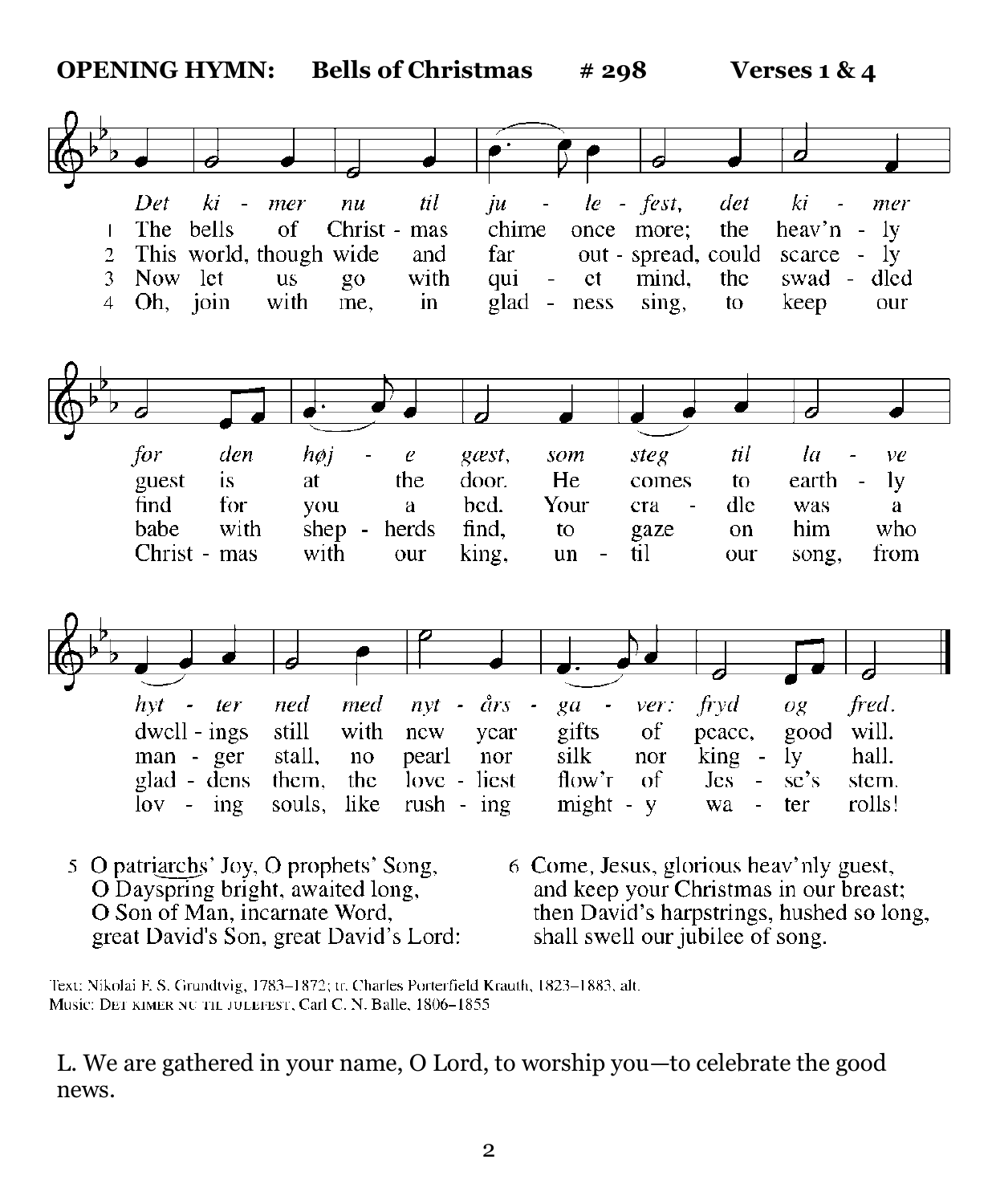**OPENING HYMN: Bells of Christmas # 298 Verses 1 & 4**

*Det ki - mer nu til ju - le - fest, det ki - mer for den høj - e gæst, som steg til la - ve hyt - ter ned med nyt - års - ga - ver: fryd og fred.*

1 The bells of Christ - mas chime once more; the heav'n - ly guest is at the door. He comes to earth - ly dwell - ings still with new year gifts of peace, good will.

2 This world, though wide and far out - spread, could scarce - ly find for you a bed. Your cra - dle was a man - ger stall, no pearl nor silk nor king - ly hall.

3 Now let us go with qui - et mind, the swad - dled babe with shep - herds find, to gaze on him who glad - dens them, the love - liest flow'r of Jes - se's stem.

4 Oh, join with me, in glad - ness sing, to keep our Christ - mas with our king, un - til our song, from lov - ing souls, like rush - ing might - y wa - ter rolls!

5 O patriarchs' Joy, O prophets' Song,
O Dayspring bright, awaited long,
O Son of Man, incarnate Word,
great David's Son, great David's Lord:

6 Come, Jesus, glorious heav'nly guest,
and keep your Christmas in our breast;
then David's harpstrings, hushed so long,
shall swell our jubilee of song.

Text: Nikolai F. S. Grundtvig, 1783–1872; tr. Charles Porterfield Krauth, 1823–1883, alt.
Music: DET KIMER NU TIL JULEFEST, Carl C. N. Balle, 1806–1855

L. We are gathered in your name, O Lord, to worship you—to celebrate the good news.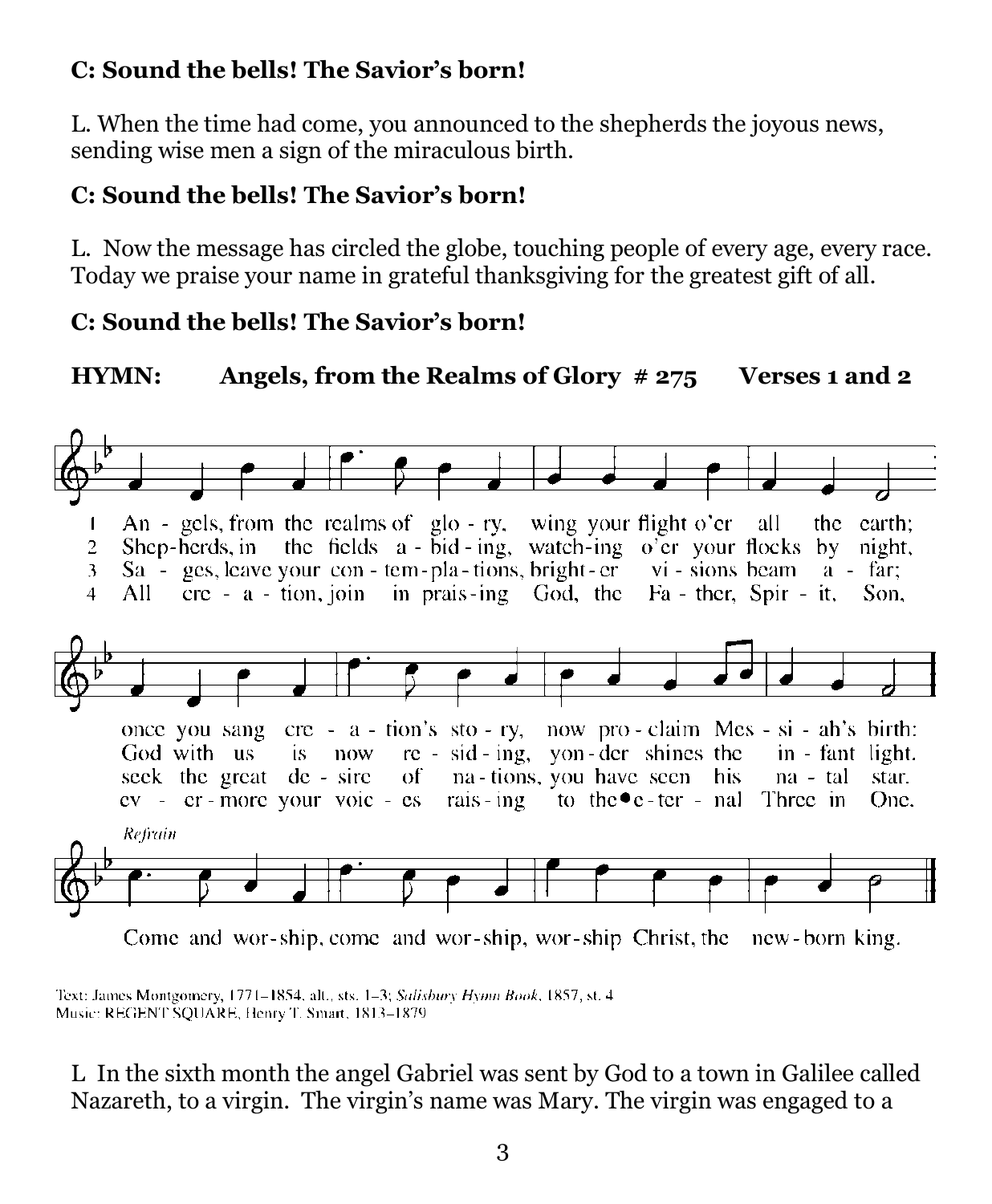**C: Sound the bells! The Savior's born!**

L. When the time had come, you announced to the shepherds the joyous news, sending wise men a sign of the miraculous birth.

**C: Sound the bells! The Savior's born!**

L. Now the message has circled the globe, touching people of every age, every race. Today we praise your name in grateful thanksgiving for the greatest gift of all.

**C: Sound the bells! The Savior's born!**

**HYMN: Angels, from the Realms of Glory # 275 Verses 1 and 2**

1 An - gels, from the realms of glo - ry, wing your flight o'er all the earth; once you sang cre - a - tion's sto - ry, now pro - claim Mes - si - ah's birth:

2 Shep - herds, in the fields a - bid - ing, watch - ing o'er your flocks by night, God with us is now re - sid - ing, yon - der shines the in - fant light.

3 Sa - ges, leave your con - tem - pla - tions, bright - er vi - sions beam a - far; seek the great de - sire of na - tions, you have seen his na - tal star.

4 All cre - a - tion, join in prais - ing God, the Fa - ther, Spir - it, Son, ev - er - more your voic - es rais - ing to the e - ter - nal Three in One.

*Refrain*

Come and wor - ship, come and wor - ship, wor - ship Christ, the new - born king.

Text: James Montgomery, 1771–1854, alt., sts. 1–3; *Salisbury Hymn Book*, 1857, st. 4
Music: REGENT SQUARE, Henry T. Smart, 1813–1879

L In the sixth month the angel Gabriel was sent by God to a town in Galilee called Nazareth, to a virgin. The virgin's name was Mary. The virgin was engaged to a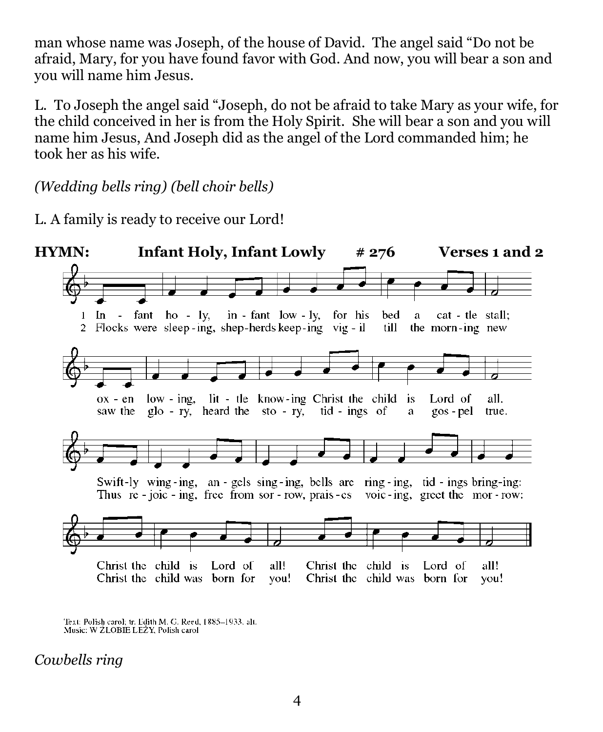man whose name was Joseph, of the house of David. The angel said "Do not be afraid, Mary, for you have found favor with God. And now, you will bear a son and you will name him Jesus.

L. To Joseph the angel said "Joseph, do not be afraid to take Mary as your wife, for the child conceived in her is from the Holy Spirit. She will bear a son and you will name him Jesus, And Joseph did as the angel of the Lord commanded him; he took her as his wife.

*(Wedding bells ring) (bell choir bells)*

L. A family is ready to receive our Lord!

**HYMN: Infant Holy, Infant Lowly # 276 Verses 1 and 2**

1 Infant holy, infant lowly, for his bed a cattle stall;
oxen lowing, little knowing Christ the child is Lord of all.
Swiftly winging, angels singing, bells are ringing, tidings bringing:
Christ the child is Lord of all! Christ the child is Lord of all!

2 Flocks were sleeping, shepherds keeping vigil till the morning new
saw the glory, heard the story, tidings of a gospel true.
Thus rejoicing, free from sorrow, praises voicing, greet the morrow:
Christ the child was born for you! Christ the child was born for you!

Text: Polish carol; tr. Edith M. G. Reed, 1885–1933, alt.
Music: W ŻŁOBIE LEŻY, Polish carol

*Cowbells ring*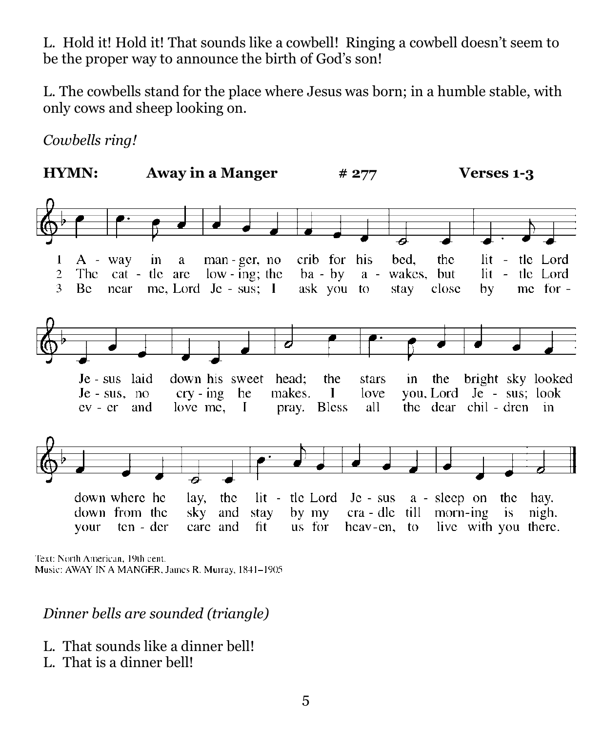L. Hold it! Hold it! That sounds like a cowbell! Ringing a cowbell doesn't seem to be the proper way to announce the birth of God's son!

L. The cowbells stand for the place where Jesus was born; in a humble stable, with only cows and sheep looking on.

*Cowbells ring!*

**HYMN: Away in a Manger # 277 Verses 1-3**

1 A - way in a man - ger, no crib for his bed, the lit - tle Lord Je - sus laid down his sweet head; the stars in the bright sky looked down where he lay, the lit - tle Lord Je - sus a - sleep on the hay.

2 The cat - tle are low - ing; the ba - by a - wakes, but lit - tle Lord Je - sus, no cry - ing he makes. I love you, Lord Je - sus; look down from the sky and stay by my cra - dle till morn-ing is nigh.

3 Be near me, Lord Je - sus; I ask you to stay close by me for - ev - er and love me, I pray. Bless all the dear chil - dren in your ten - der care and fit us for heav-en, to live with you there.

Text: North American, 19th cent.
Music: AWAY IN A MANGER, James R. Murray, 1841–1905

*Dinner bells are sounded (triangle)*

L. That sounds like a dinner bell!
L. That is a dinner bell!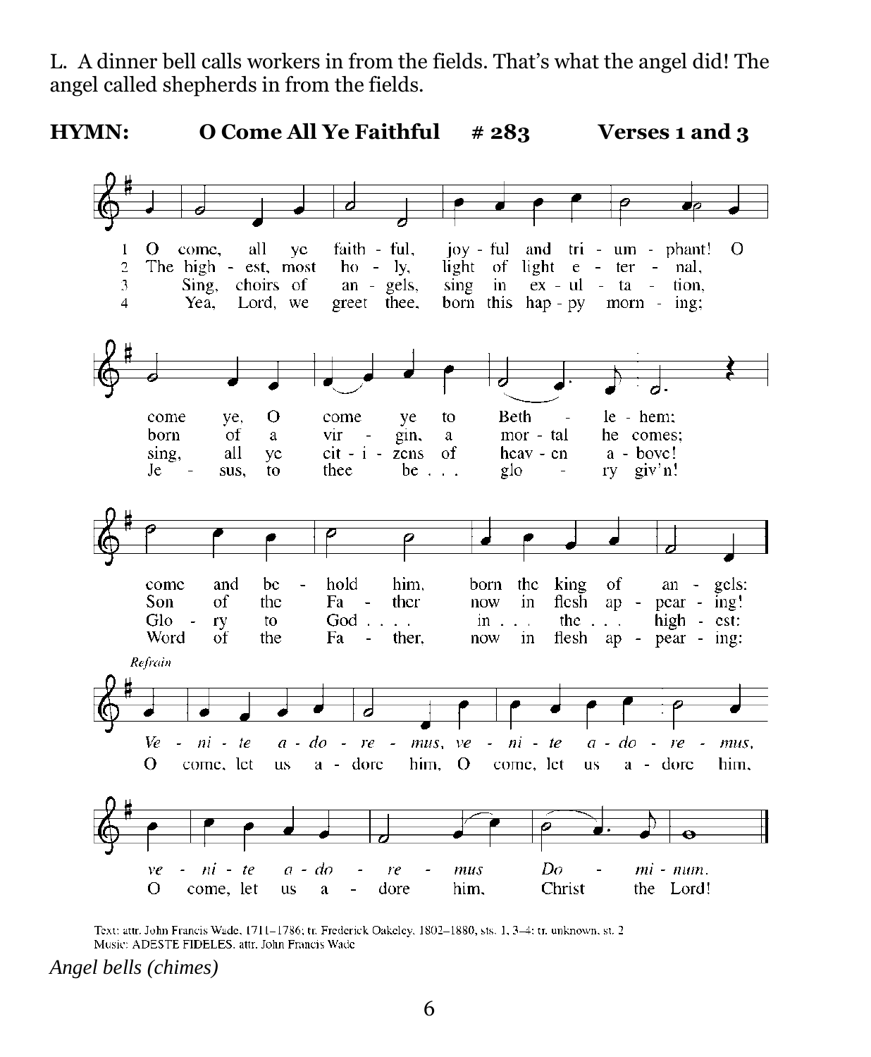L. A dinner bell calls workers in from the fields. That's what the angel did! The angel called shepherds in from the fields.

**HYMN: O Come All Ye Faithful # 283 Verses 1 and 3**

1 O come, all ye faith - ful, joy - ful and tri - um - phant! O come ye, O come ye to Beth - le - hem; come and be - hold him, born the king of an - gels:

2 The high - est, most ho - ly, light of light e - ter - nal, born of a vir - gin, a mor - tal he comes; Son of the Fa - ther now in flesh ap - pear - ing!

3 Sing, choirs of an - gels, sing in ex - ul - ta - tion, sing, all ye cit - i - zens of heav - en a - bove! Glo - ry to God . . . . in . . . the . . . high - est:

4 Yea, Lord, we greet thee, born this hap - py morn - ing; Je - sus, to thee be . . . glo - ry giv'n! Word of the Fa - ther, now in flesh ap - pear - ing:

*Refrain*

*Ve - ni - te a - do - re - mus, ve - ni - te a - do - re - mus, ve - ni - te a - do - re - mus Do - mi - num.*

O come, let us a - dore him, O come, let us a - dore him, O come, let us a - dore him, Christ the Lord!

Text: attr. John Francis Wade, 1711–1786; tr. Frederick Oakeley, 1802–1880, sts. 1, 3–4; tr. unknown, st. 2
Music: ADESTE FIDELES, attr. John Francis Wade

*Angel bells (chimes)*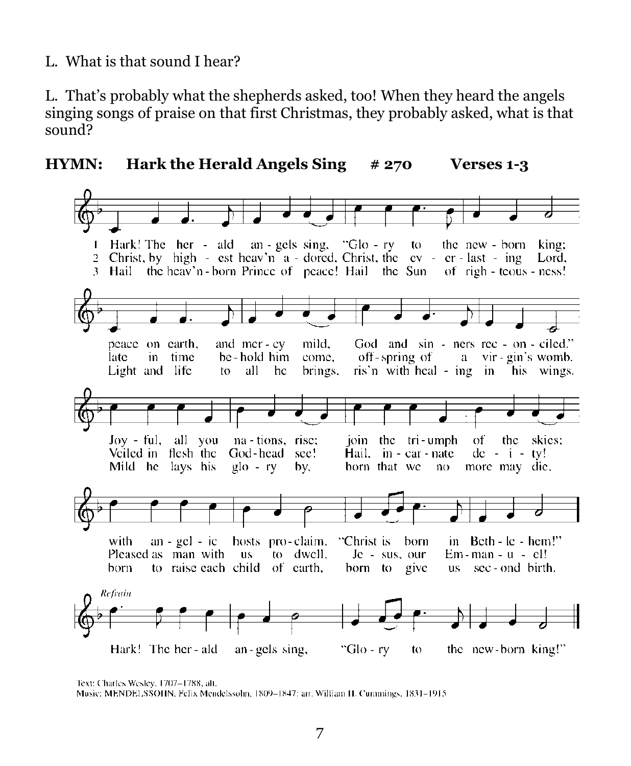L. What is that sound I hear?

L. That's probably what the shepherds asked, too! When they heard the angels singing songs of praise on that first Christmas, they probably asked, what is that sound?

**HYMN: Hark the Herald Angels Sing # 270 Verses 1-3**

1 Hark! The her - ald an - gels sing, "Glo - ry to the new - born king; peace on earth, and mer - cy mild, God and sin - ners rec - on - ciled." Joy - ful, all you na - tions, rise; join the tri - umph of the skies; with an - gel - ic hosts pro - claim, "Christ is born in Beth - le - hem!"

2 Christ, by high - est heav'n a - dored, Christ, the ev - er - last - ing Lord, late in time be - hold him come, off - spring of a vir - gin's womb. Veiled in flesh the God - head see! Hail, in - car - nate de - i - ty! Pleased as man with us to dwell, Je - sus, our Em - man - u - el!

3 Hail the heav'n - born Prince of peace! Hail the Sun of righ - teous - ness! Light and life to all he brings, ris'n with heal - ing in his wings. Mild he lays his glo - ry by, born that we no more may die, born to raise each child of earth, born to give us sec - ond birth.

*Refrain*

Hark! The her - ald an - gels sing, "Glo - ry to the new - born king!"

Text: Charles Wesley, 1707–1788, alt.
Music: MENDELSSOHN, Felix Mendelssohn, 1809–1847; arr. William H. Cummings, 1831–1915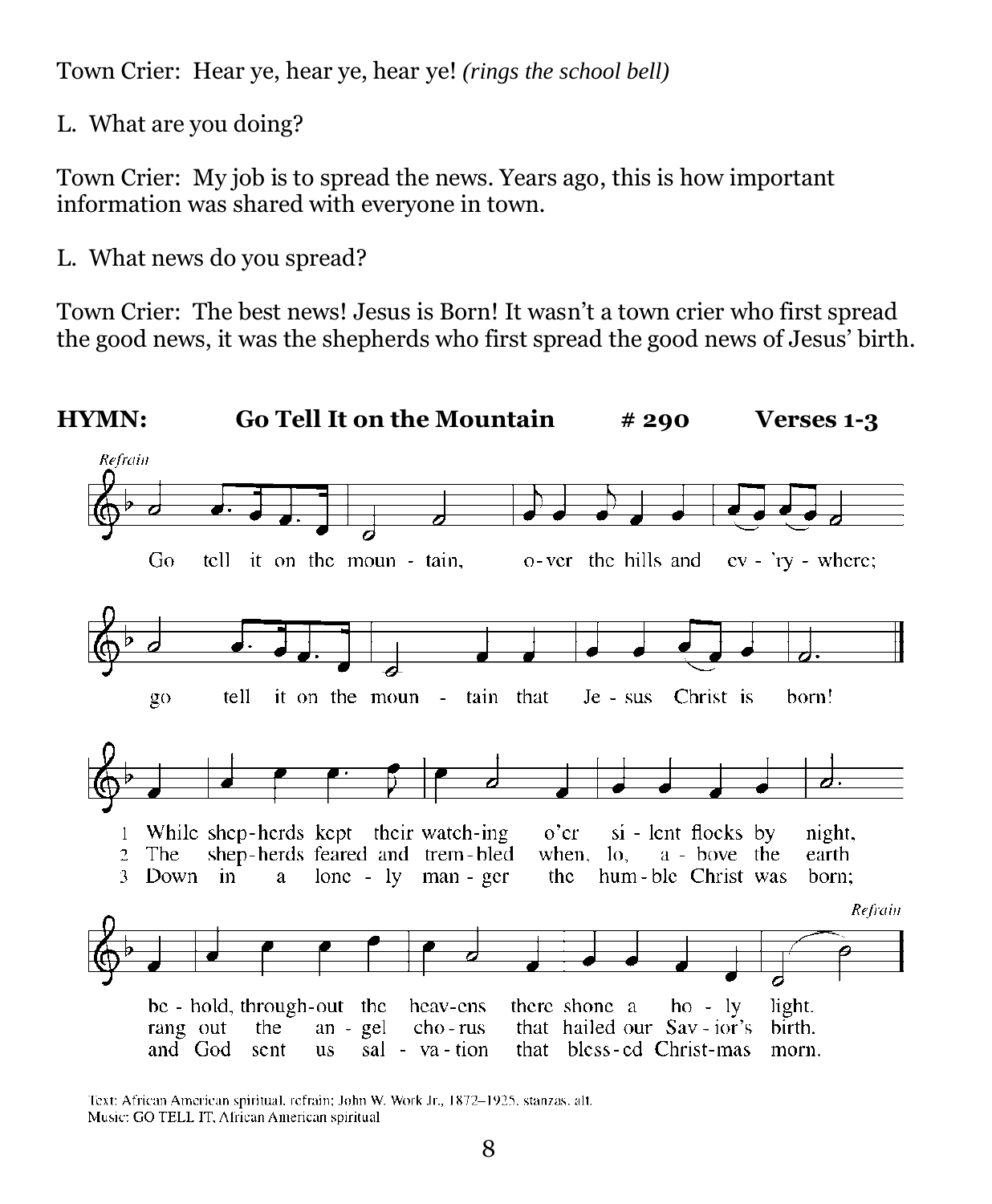Town Crier: Hear ye, hear ye, hear ye! *(rings the school bell)*

L. What are you doing?

Town Crier: My job is to spread the news. Years ago, this is how important information was shared with everyone in town.

L. What news do you spread?

Town Crier: The best news! Jesus is Born! It wasn't a town crier who first spread the good news, it was the shepherds who first spread the good news of Jesus' birth.

**HYMN: Go Tell It on the Mountain # 290 Verses 1-3**

*Refrain*

Go tell it on the moun - tain, o - ver the hills and ev - 'ry - where;
go tell it on the moun - tain that Je - sus Christ is born!

1 While shep - herds kept their watch - ing o'er si - lent flocks by night,
be - hold, through - out the heav - ens there shone a ho - ly light.

2 The shep - herds feared and trem - bled when, lo, a - bove the earth
rang out the an - gel cho - rus that hailed our Sav - ior's birth.

3 Down in a lone - ly man - ger the hum - ble Christ was born;
and God sent us sal - va - tion that bless - ed Christ - mas morn.

*Refrain*

Text: African American spiritual, refrain; John W. Work Jr., 1872–1925, stanzas, alt.
Music: GO TELL IT, African American spiritual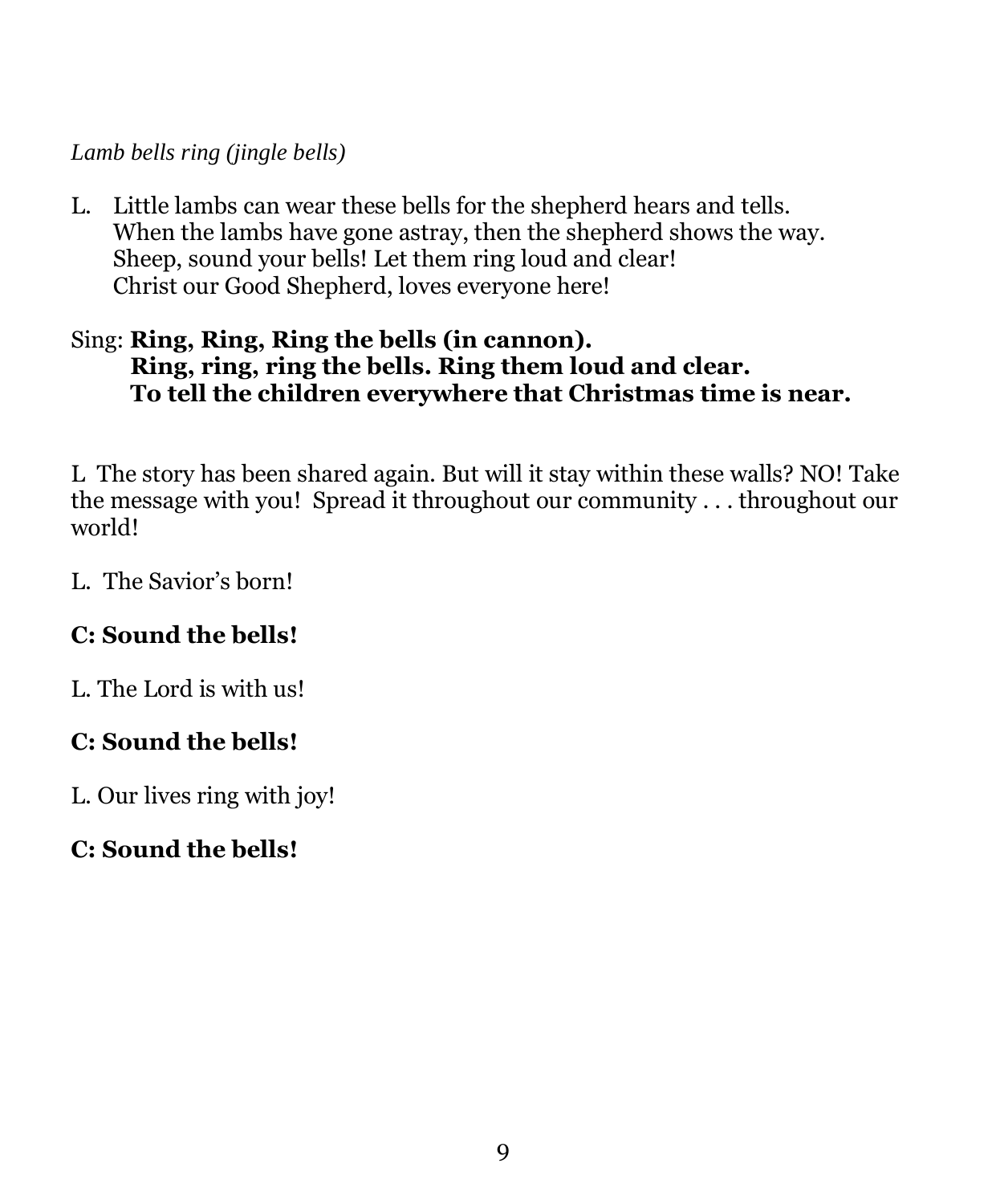*Lamb bells ring (jingle bells)*

L. Little lambs can wear these bells for the shepherd hears and tells.
When the lambs have gone astray, then the shepherd shows the way.
Sheep, sound your bells! Let them ring loud and clear!
Christ our Good Shepherd, loves everyone here!

Sing: **Ring, Ring, Ring the bells (in cannon).**
**Ring, ring, ring the bells. Ring them loud and clear.**
**To tell the children everywhere that Christmas time is near.**

L The story has been shared again. But will it stay within these walls? NO! Take the message with you! Spread it throughout our community . . . throughout our world!

L. The Savior's born!

**C: Sound the bells!**

L. The Lord is with us!

**C: Sound the bells!**

L. Our lives ring with joy!

**C: Sound the bells!**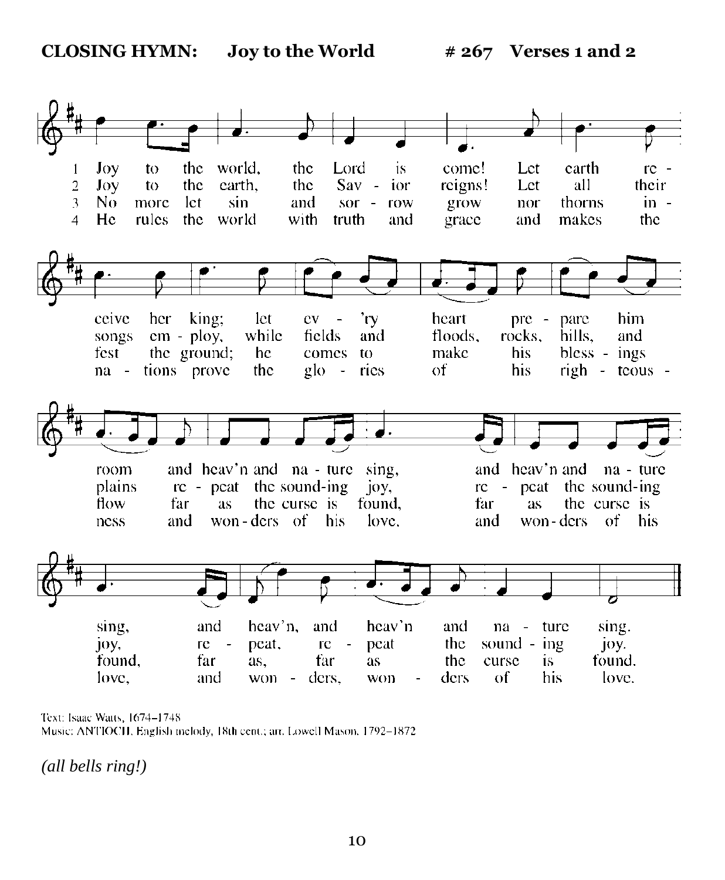**CLOSING HYMN: Joy to the World # 267 Verses 1 and 2**

1 Joy to the world, the Lord is come! Let earth receive her king; let ev'ry heart prepare him room and heav'n and nature sing, and heav'n and nature sing, and heav'n, and heav'n and nature sing.

2 Joy to the earth, the Savior reigns! Let all their songs employ, while fields and floods, rocks, hills, and plains repeat the sounding joy, repeat the sounding joy, repeat, repeat the sounding joy.

3 No more let sin and sorrow grow nor thorns infest the ground; he comes to make his blessings flow far as the curse is found, far as the curse is found, far as, far as the curse is found.

4 He rules the world with truth and grace and makes the nations prove the glories of his righteousness and wonders of his love, and wonders of his love, and wonders, wonders of his love.

Text: Isaac Watts, 1674–1748
Music: ANTIOCH, English melody, 18th cent.; arr. Lowell Mason, 1792–1872

*(all bells ring!)*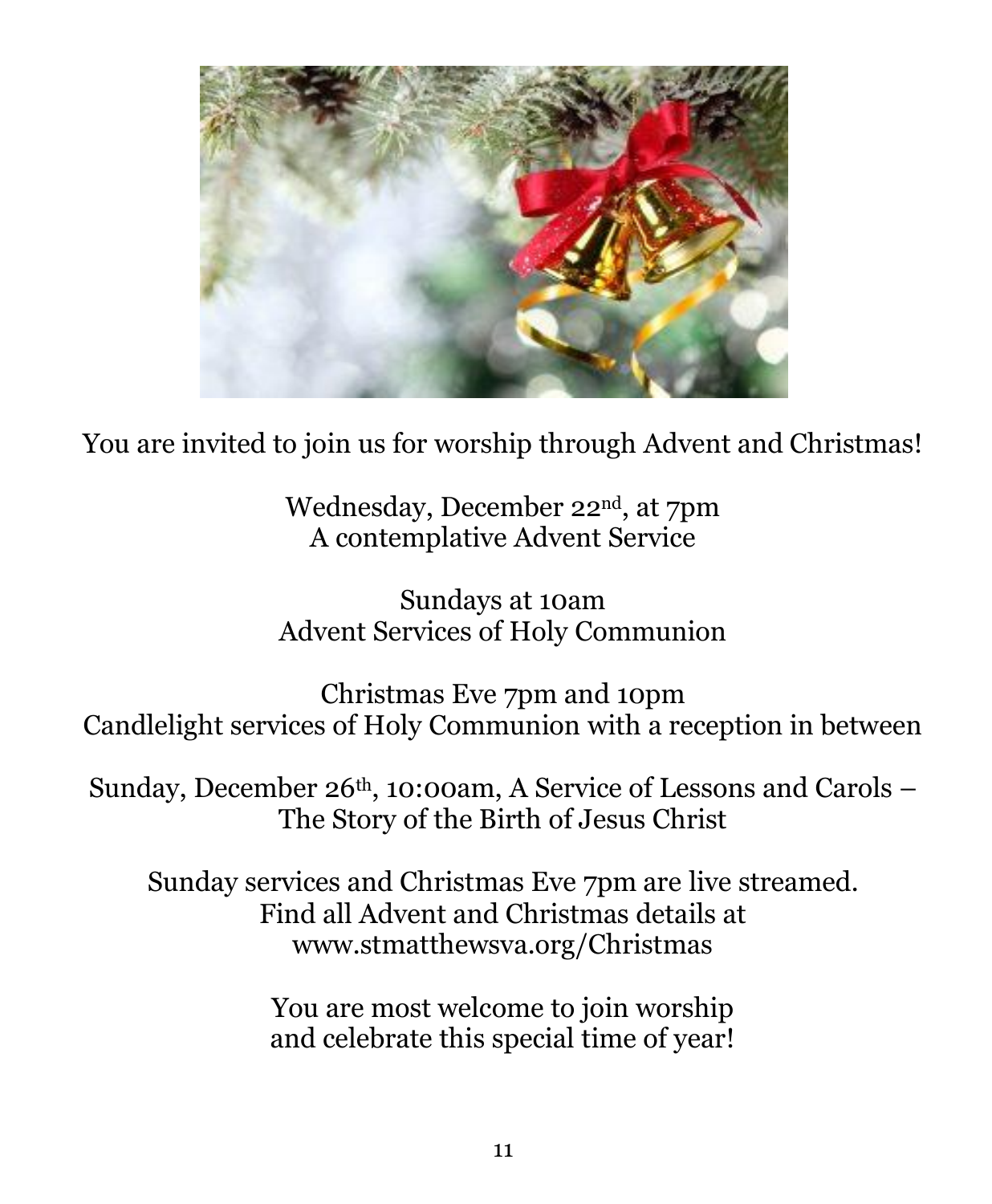You are invited to join us for worship through Advent and Christmas!

Wednesday, December 22nd, at 7pm
A contemplative Advent Service

Sundays at 10am
Advent Services of Holy Communion

Christmas Eve 7pm and 10pm
Candlelight services of Holy Communion with a reception in between

Sunday, December 26th, 10:00am, A Service of Lessons and Carols – The Story of the Birth of Jesus Christ

Sunday services and Christmas Eve 7pm are live streamed.
Find all Advent and Christmas details at
www.stmatthewsva.org/Christmas

You are most welcome to join worship
and celebrate this special time of year!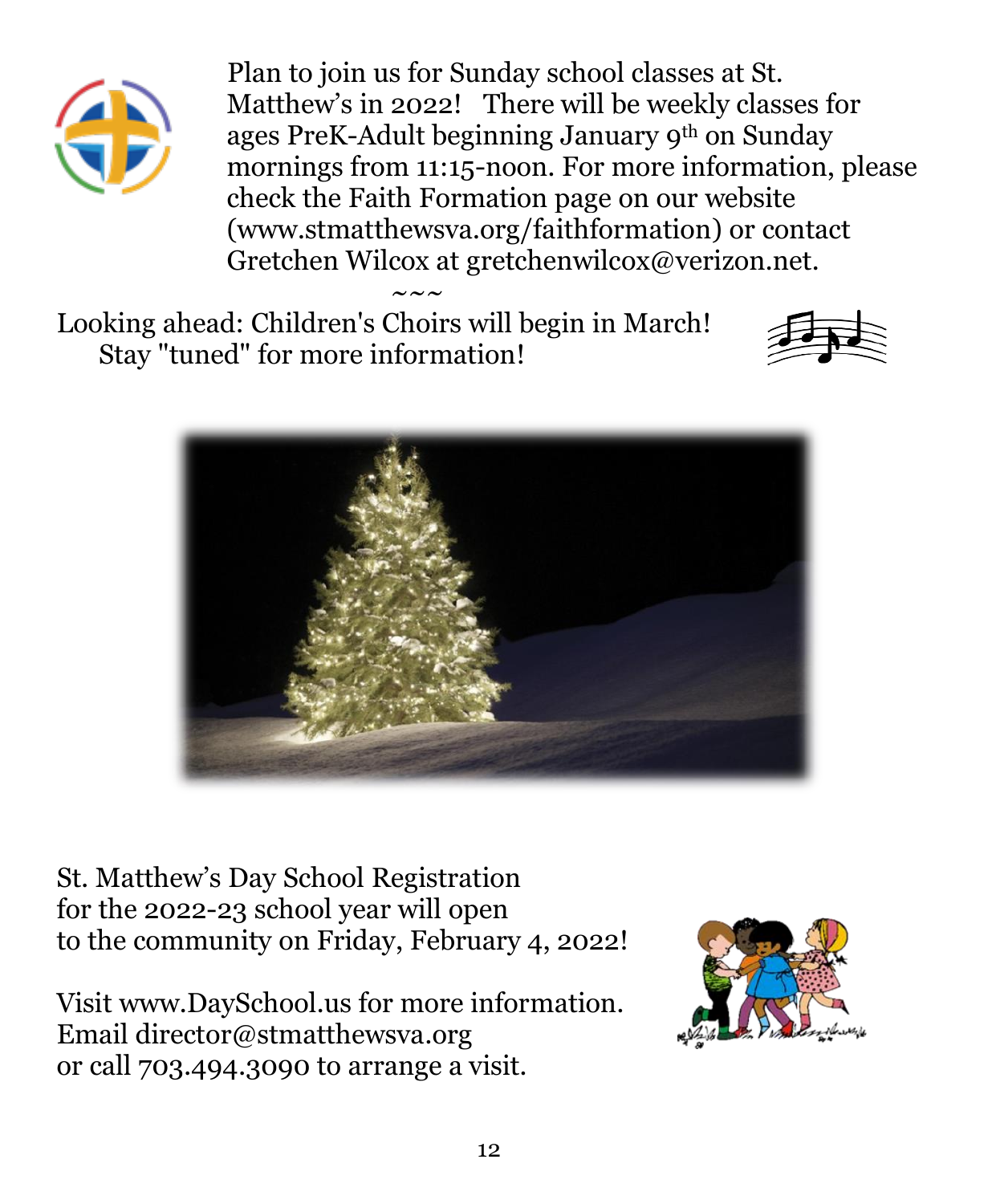Plan to join us for Sunday school classes at St. Matthew's in 2022! There will be weekly classes for ages PreK-Adult beginning January 9th on Sunday mornings from 11:15-noon. For more information, please check the Faith Formation page on our website (www.stmatthewsva.org/faithformation) or contact Gretchen Wilcox at gretchenwilcox@verizon.net.

~~~

Looking ahead: Children's Choirs will begin in March! Stay "tuned" for more information!

St. Matthew's Day School Registration
for the 2022-23 school year will open
to the community on Friday, February 4, 2022!

Visit www.DaySchool.us for more information.
Email director@stmatthewsva.org
or call 703.494.3090 to arrange a visit.